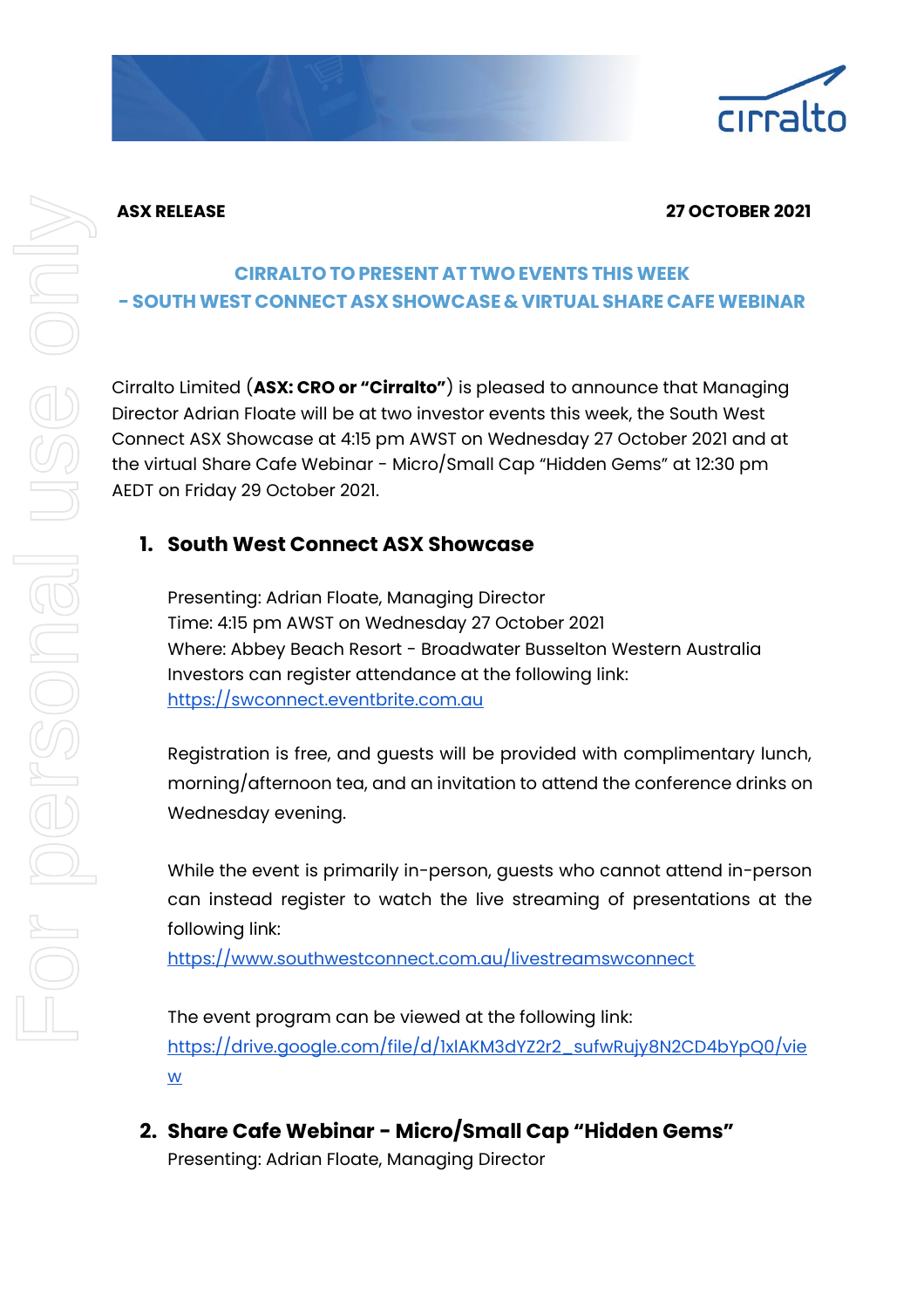**ASX RELEASE** **27 OCTOBER 2021**

## CIRRALTO TO PRESENT AT TWO EVENTS THIS WEEK - SOUTH WEST CONNECT ASX SHOWCASE & VIRTUAL SHARE CAFE WEBINAR

Cirralto Limited (**ASX: CRO or "Cirralto"**) is pleased to announce that Managing Director Adrian Floate will be at two investor events this week, the South West Connect ASX Showcase at 4:15 pm AWST on Wednesday 27 October 2021 and at the virtual Share Cafe Webinar - Micro/Small Cap "Hidden Gems" at 12:30 pm AEDT on Friday 29 October 2021.

### 1. South West Connect ASX Showcase

Presenting: Adrian Floate, Managing Director
Time: 4:15 pm AWST on Wednesday 27 October 2021
Where: Abbey Beach Resort - Broadwater Busselton Western Australia
Investors can register attendance at the following link:
https://swconnect.eventbrite.com.au

Registration is free, and guests will be provided with complimentary lunch, morning/afternoon tea, and an invitation to attend the conference drinks on Wednesday evening.

While the event is primarily in-person, guests who cannot attend in-person can instead register to watch the live streaming of presentations at the following link:
https://www.southwestconnect.com.au/livestreamswconnect

The event program can be viewed at the following link:
https://drive.google.com/file/d/1xlAKM3dYZ2r2_sufwRujy8N2CD4bYpQ0/view

### 2. Share Cafe Webinar - Micro/Small Cap "Hidden Gems"

Presenting: Adrian Floate, Managing Director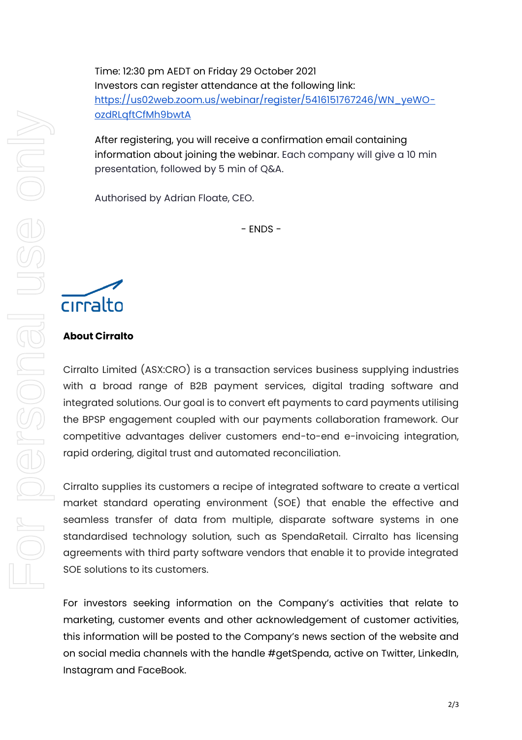Time: 12:30 pm AEDT on Friday 29 October 2021
Investors can register attendance at the following link:
https://us02web.zoom.us/webinar/register/5416151767246/WN_yeWO-ozdRLqftCfMh9bwtA

After registering, you will receive a confirmation email containing information about joining the webinar. Each company will give a 10 min presentation, followed by 5 min of Q&A.

Authorised by Adrian Floate, CEO.

- ENDS -

cirralto

**About Cirralto**

Cirralto Limited (ASX:CRO) is a transaction services business supplying industries with a broad range of B2B payment services, digital trading software and integrated solutions. Our goal is to convert eft payments to card payments utilising the BPSP engagement coupled with our payments collaboration framework. Our competitive advantages deliver customers end-to-end e-invoicing integration, rapid ordering, digital trust and automated reconciliation.

Cirralto supplies its customers a recipe of integrated software to create a vertical market standard operating environment (SOE) that enable the effective and seamless transfer of data from multiple, disparate software systems in one standardised technology solution, such as SpendaRetail. Cirralto has licensing agreements with third party software vendors that enable it to provide integrated SOE solutions to its customers.

For investors seeking information on the Company's activities that relate to marketing, customer events and other acknowledgement of customer activities, this information will be posted to the Company's news section of the website and on social media channels with the handle #getSpenda, active on Twitter, LinkedIn, Instagram and FaceBook.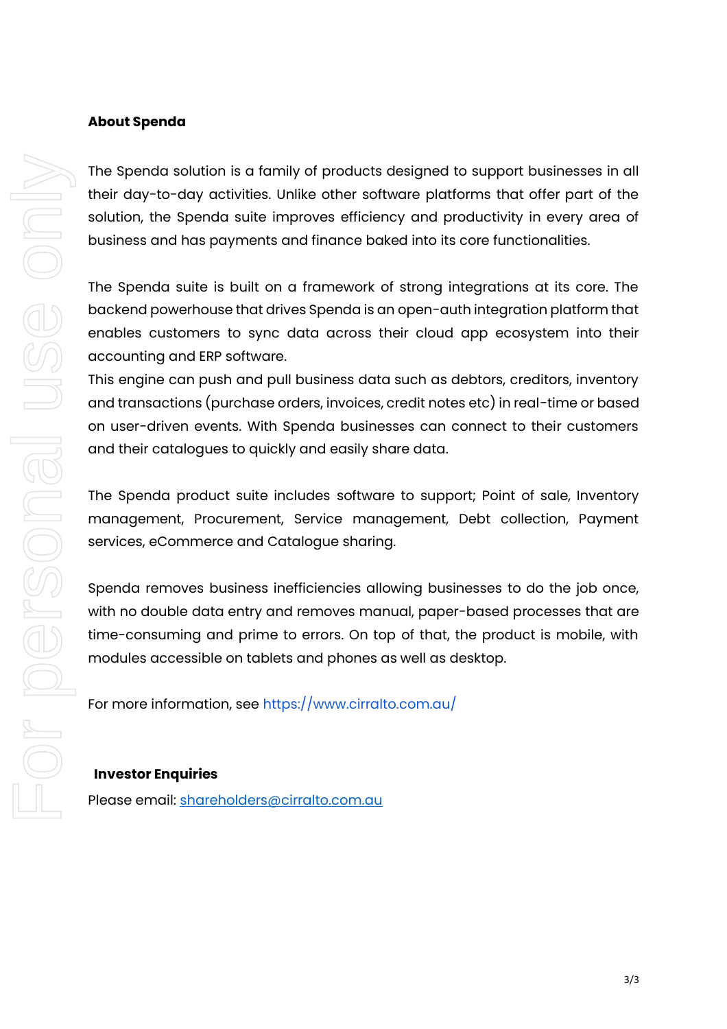**About Spenda**

The Spenda solution is a family of products designed to support businesses in all their day-to-day activities. Unlike other software platforms that offer part of the solution, the Spenda suite improves efficiency and productivity in every area of business and has payments and finance baked into its core functionalities.

The Spenda suite is built on a framework of strong integrations at its core. The backend powerhouse that drives Spenda is an open-auth integration platform that enables customers to sync data across their cloud app ecosystem into their accounting and ERP software.
This engine can push and pull business data such as debtors, creditors, inventory and transactions (purchase orders, invoices, credit notes etc) in real-time or based on user-driven events. With Spenda businesses can connect to their customers and their catalogues to quickly and easily share data.

The Spenda product suite includes software to support; Point of sale, Inventory management, Procurement, Service management, Debt collection, Payment services, eCommerce and Catalogue sharing.

Spenda removes business inefficiencies allowing businesses to do the job once, with no double data entry and removes manual, paper-based processes that are time-consuming and prime to errors. On top of that, the product is mobile, with modules accessible on tablets and phones as well as desktop.

For more information, see https://www.cirralto.com.au/

**Investor Enquiries**

Please email: shareholders@cirralto.com.au